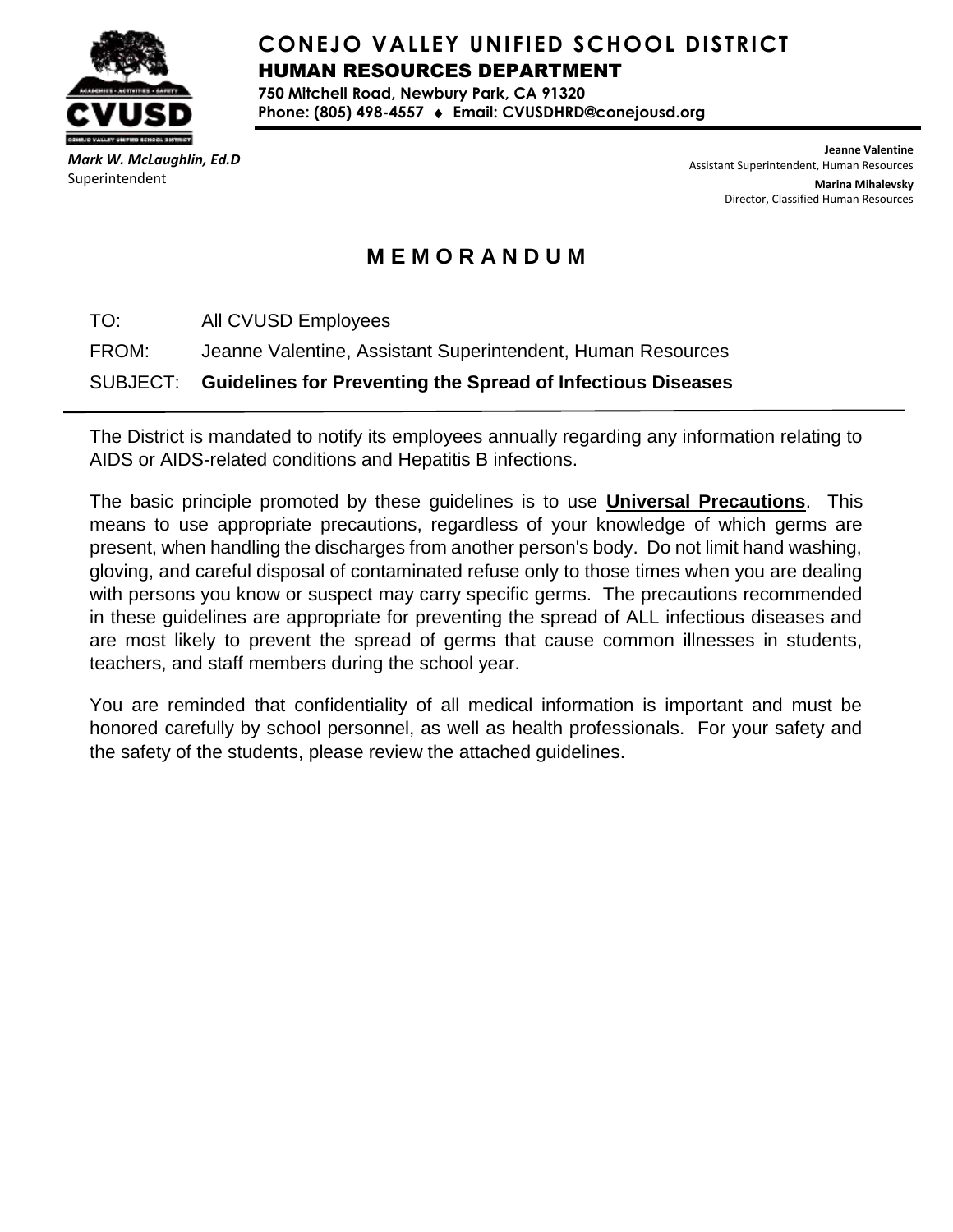# CONEJO VALLEY UNIFIED SCHOOL DISTRICT

## HUMAN RESOURCES DEPARTMENT

**750 Mitchell Road, Newbury Park, CA 91320**
**Phone: (805) 498-4557 ♦ Email: CVUSDHRD@conejousd.org**

***Mark W. McLaughlin, Ed.D***
Superintendent

**Jeanne Valentine**
Assistant Superintendent, Human Resources

**Marina Mihalevsky**
Director, Classified Human Resources

## MEMORANDUM

TO: All CVUSD Employees

FROM: Jeanne Valentine, Assistant Superintendent, Human Resources

SUBJECT: **Guidelines for Preventing the Spread of Infectious Diseases**

---

The District is mandated to notify its employees annually regarding any information relating to AIDS or AIDS-related conditions and Hepatitis B infections.

The basic principle promoted by these guidelines is to use **<u>Universal Precautions</u>**. This means to use appropriate precautions, regardless of your knowledge of which germs are present, when handling the discharges from another person's body. Do not limit hand washing, gloving, and careful disposal of contaminated refuse only to those times when you are dealing with persons you know or suspect may carry specific germs. The precautions recommended in these guidelines are appropriate for preventing the spread of ALL infectious diseases and are most likely to prevent the spread of germs that cause common illnesses in students, teachers, and staff members during the school year.

You are reminded that confidentiality of all medical information is important and must be honored carefully by school personnel, as well as health professionals. For your safety and the safety of the students, please review the attached guidelines.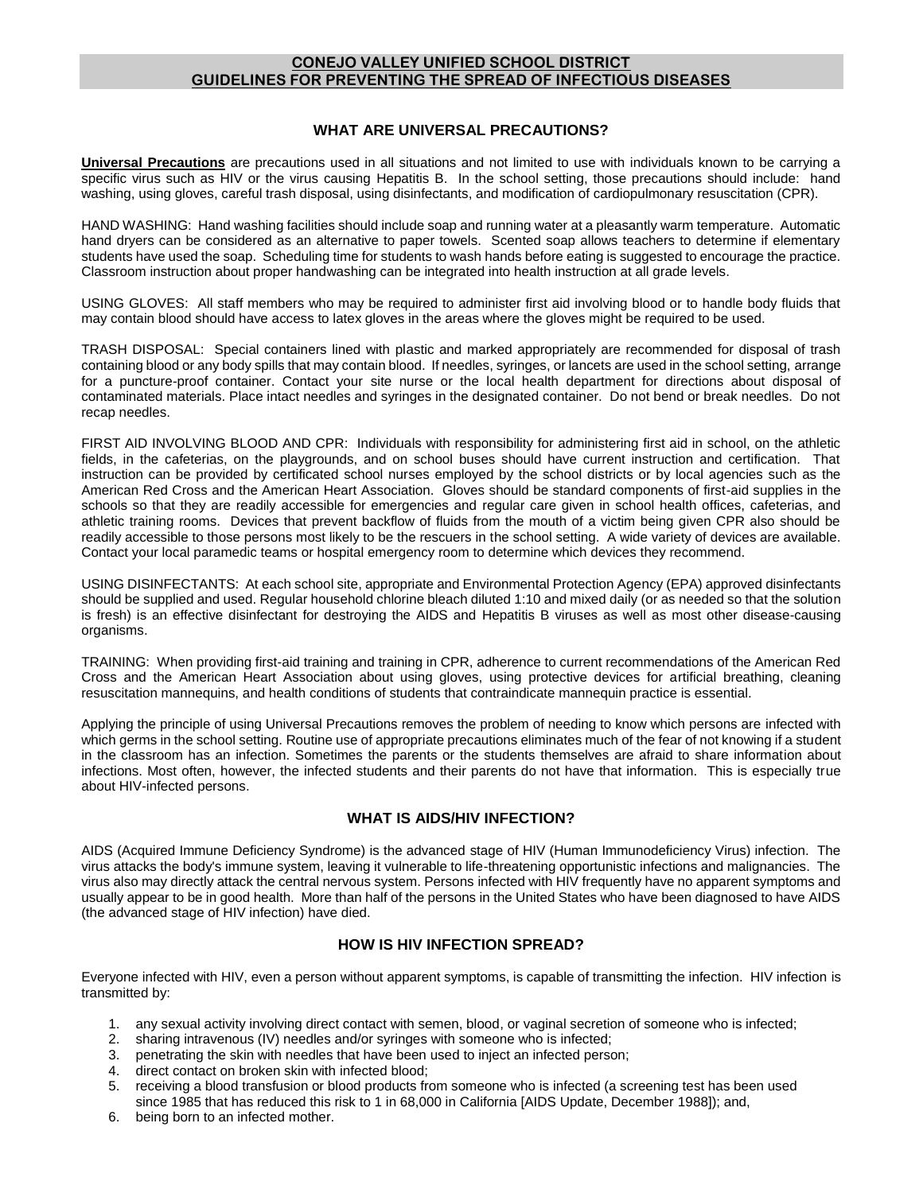## CONEJO VALLEY UNIFIED SCHOOL DISTRICT
## GUIDELINES FOR PREVENTING THE SPREAD OF INFECTIOUS DISEASES

### WHAT ARE UNIVERSAL PRECAUTIONS?

**Universal Precautions** are precautions used in all situations and not limited to use with individuals known to be carrying a specific virus such as HIV or the virus causing Hepatitis B. In the school setting, those precautions should include: hand washing, using gloves, careful trash disposal, using disinfectants, and modification of cardiopulmonary resuscitation (CPR).

HAND WASHING: Hand washing facilities should include soap and running water at a pleasantly warm temperature. Automatic hand dryers can be considered as an alternative to paper towels. Scented soap allows teachers to determine if elementary students have used the soap. Scheduling time for students to wash hands before eating is suggested to encourage the practice. Classroom instruction about proper handwashing can be integrated into health instruction at all grade levels.

USING GLOVES: All staff members who may be required to administer first aid involving blood or to handle body fluids that may contain blood should have access to latex gloves in the areas where the gloves might be required to be used.

TRASH DISPOSAL: Special containers lined with plastic and marked appropriately are recommended for disposal of trash containing blood or any body spills that may contain blood. If needles, syringes, or lancets are used in the school setting, arrange for a puncture-proof container. Contact your site nurse or the local health department for directions about disposal of contaminated materials. Place intact needles and syringes in the designated container. Do not bend or break needles. Do not recap needles.

FIRST AID INVOLVING BLOOD AND CPR: Individuals with responsibility for administering first aid in school, on the athletic fields, in the cafeterias, on the playgrounds, and on school buses should have current instruction and certification. That instruction can be provided by certificated school nurses employed by the school districts or by local agencies such as the American Red Cross and the American Heart Association. Gloves should be standard components of first-aid supplies in the schools so that they are readily accessible for emergencies and regular care given in school health offices, cafeterias, and athletic training rooms. Devices that prevent backflow of fluids from the mouth of a victim being given CPR also should be readily accessible to those persons most likely to be the rescuers in the school setting. A wide variety of devices are available. Contact your local paramedic teams or hospital emergency room to determine which devices they recommend.

USING DISINFECTANTS: At each school site, appropriate and Environmental Protection Agency (EPA) approved disinfectants should be supplied and used. Regular household chlorine bleach diluted 1:10 and mixed daily (or as needed so that the solution is fresh) is an effective disinfectant for destroying the AIDS and Hepatitis B viruses as well as most other disease-causing organisms.

TRAINING: When providing first-aid training and training in CPR, adherence to current recommendations of the American Red Cross and the American Heart Association about using gloves, using protective devices for artificial breathing, cleaning resuscitation mannequins, and health conditions of students that contraindicate mannequin practice is essential.

Applying the principle of using Universal Precautions removes the problem of needing to know which persons are infected with which germs in the school setting. Routine use of appropriate precautions eliminates much of the fear of not knowing if a student in the classroom has an infection. Sometimes the parents or the students themselves are afraid to share information about infections. Most often, however, the infected students and their parents do not have that information. This is especially true about HIV-infected persons.

### WHAT IS AIDS/HIV INFECTION?

AIDS (Acquired Immune Deficiency Syndrome) is the advanced stage of HIV (Human Immunodeficiency Virus) infection. The virus attacks the body's immune system, leaving it vulnerable to life-threatening opportunistic infections and malignancies. The virus also may directly attack the central nervous system. Persons infected with HIV frequently have no apparent symptoms and usually appear to be in good health. More than half of the persons in the United States who have been diagnosed to have AIDS (the advanced stage of HIV infection) have died.

### HOW IS HIV INFECTION SPREAD?

Everyone infected with HIV, even a person without apparent symptoms, is capable of transmitting the infection. HIV infection is transmitted by:

1. any sexual activity involving direct contact with semen, blood, or vaginal secretion of someone who is infected;
2. sharing intravenous (IV) needles and/or syringes with someone who is infected;
3. penetrating the skin with needles that have been used to inject an infected person;
4. direct contact on broken skin with infected blood;
5. receiving a blood transfusion or blood products from someone who is infected (a screening test has been used since 1985 that has reduced this risk to 1 in 68,000 in California [AIDS Update, December 1988]); and,
6. being born to an infected mother.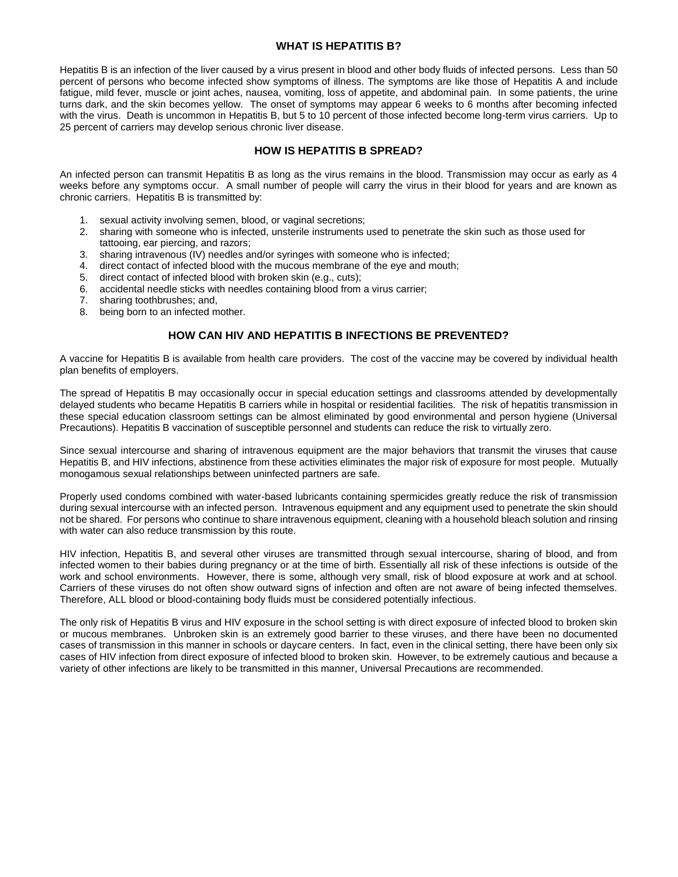## WHAT IS HEPATITIS B?

Hepatitis B is an infection of the liver caused by a virus present in blood and other body fluids of infected persons. Less than 50 percent of persons who become infected show symptoms of illness. The symptoms are like those of Hepatitis A and include fatigue, mild fever, muscle or joint aches, nausea, vomiting, loss of appetite, and abdominal pain. In some patients, the urine turns dark, and the skin becomes yellow. The onset of symptoms may appear 6 weeks to 6 months after becoming infected with the virus. Death is uncommon in Hepatitis B, but 5 to 10 percent of those infected become long-term virus carriers. Up to 25 percent of carriers may develop serious chronic liver disease.

## HOW IS HEPATITIS B SPREAD?

An infected person can transmit Hepatitis B as long as the virus remains in the blood. Transmission may occur as early as 4 weeks before any symptoms occur. A small number of people will carry the virus in their blood for years and are known as chronic carriers. Hepatitis B is transmitted by:

1. sexual activity involving semen, blood, or vaginal secretions;
2. sharing with someone who is infected, unsterile instruments used to penetrate the skin such as those used for tattooing, ear piercing, and razors;
3. sharing intravenous (IV) needles and/or syringes with someone who is infected;
4. direct contact of infected blood with the mucous membrane of the eye and mouth;
5. direct contact of infected blood with broken skin (e.g., cuts);
6. accidental needle sticks with needles containing blood from a virus carrier;
7. sharing toothbrushes; and,
8. being born to an infected mother.

## HOW CAN HIV AND HEPATITIS B INFECTIONS BE PREVENTED?

A vaccine for Hepatitis B is available from health care providers. The cost of the vaccine may be covered by individual health plan benefits of employers.

The spread of Hepatitis B may occasionally occur in special education settings and classrooms attended by developmentally delayed students who became Hepatitis B carriers while in hospital or residential facilities. The risk of hepatitis transmission in these special education classroom settings can be almost eliminated by good environmental and person hygiene (Universal Precautions). Hepatitis B vaccination of susceptible personnel and students can reduce the risk to virtually zero.

Since sexual intercourse and sharing of intravenous equipment are the major behaviors that transmit the viruses that cause Hepatitis B, and HIV infections, abstinence from these activities eliminates the major risk of exposure for most people. Mutually monogamous sexual relationships between uninfected partners are safe.

Properly used condoms combined with water-based lubricants containing spermicides greatly reduce the risk of transmission during sexual intercourse with an infected person. Intravenous equipment and any equipment used to penetrate the skin should not be shared. For persons who continue to share intravenous equipment, cleaning with a household bleach solution and rinsing with water can also reduce transmission by this route.

HIV infection, Hepatitis B, and several other viruses are transmitted through sexual intercourse, sharing of blood, and from infected women to their babies during pregnancy or at the time of birth. Essentially all risk of these infections is outside of the work and school environments. However, there is some, although very small, risk of blood exposure at work and at school. Carriers of these viruses do not often show outward signs of infection and often are not aware of being infected themselves. Therefore, ALL blood or blood-containing body fluids must be considered potentially infectious.

The only risk of Hepatitis B virus and HIV exposure in the school setting is with direct exposure of infected blood to broken skin or mucous membranes. Unbroken skin is an extremely good barrier to these viruses, and there have been no documented cases of transmission in this manner in schools or daycare centers. In fact, even in the clinical setting, there have been only six cases of HIV infection from direct exposure of infected blood to broken skin. However, to be extremely cautious and because a variety of other infections are likely to be transmitted in this manner, Universal Precautions are recommended.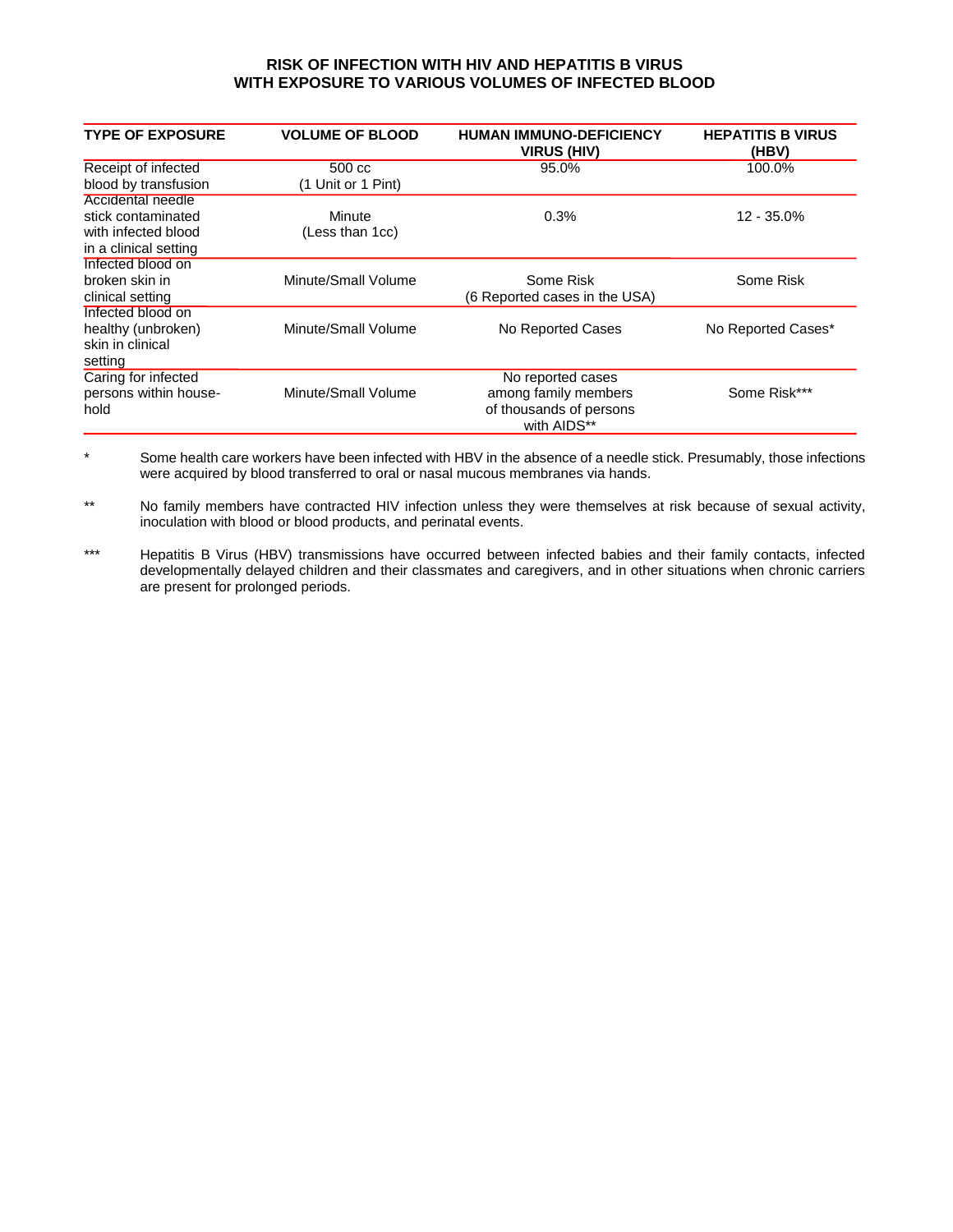## RISK OF INFECTION WITH HIV AND HEPATITIS B VIRUS WITH EXPOSURE TO VARIOUS VOLUMES OF INFECTED BLOOD

| TYPE OF EXPOSURE | VOLUME OF BLOOD | HUMAN IMMUNO-DEFICIENCY VIRUS (HIV) | HEPATITIS B VIRUS (HBV) |
|---|---|---|---|
| Receipt of infected blood by transfusion | 500 cc (1 Unit or 1 Pint) | 95.0% | 100.0% |
| Accidental needle stick contaminated with infected blood in a clinical setting | Minute (Less than 1cc) | 0.3% | 12 - 35.0% |
| Infected blood on broken skin in clinical setting | Minute/Small Volume | Some Risk (6 Reported cases in the USA) | Some Risk |
| Infected blood on healthy (unbroken) skin in clinical setting | Minute/Small Volume | No Reported Cases | No Reported Cases* |
| Caring for infected persons within house-hold | Minute/Small Volume | No reported cases among family members of thousands of persons with AIDS** | Some Risk*** |

\* Some health care workers have been infected with HBV in the absence of a needle stick. Presumably, those infections were acquired by blood transferred to oral or nasal mucous membranes via hands.

\** No family members have contracted HIV infection unless they were themselves at risk because of sexual activity, inoculation with blood or blood products, and perinatal events.

\*** Hepatitis B Virus (HBV) transmissions have occurred between infected babies and their family contacts, infected developmentally delayed children and their classmates and caregivers, and in other situations when chronic carriers are present for prolonged periods.